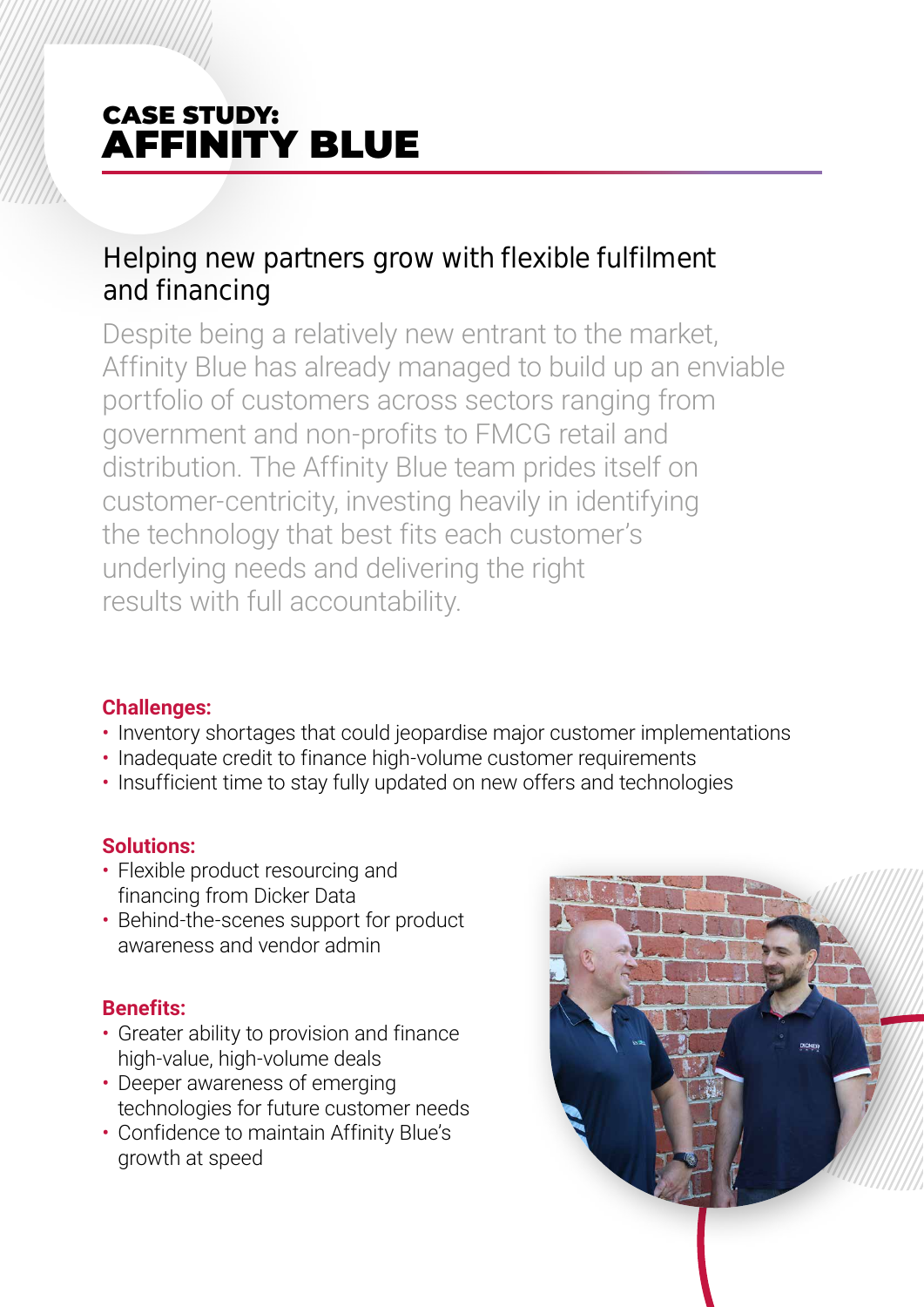# CASE STUDY: AFFINITY BLUE

## Helping new partners grow with flexible fulfilment and financing

Despite being a relatively new entrant to the market, Affinity Blue has already managed to build up an enviable portfolio of customers across sectors ranging from government and non-profits to FMCG retail and distribution. The Affinity Blue team prides itself on customer-centricity, investing heavily in identifying the technology that best fits each customer's underlying needs and delivering the right results with full accountability.

**Challenges:**

- Inventory shortages that could jeopardise major customer implementations
- Inadequate credit to finance high-volume customer requirements
- Insufficient time to stay fully updated on new offers and technologies

**Solutions:**

- Flexible product resourcing and financing from Dicker Data
- Behind-the-scenes support for product awareness and vendor admin

**Benefits:**

- Greater ability to provision and finance high-value, high-volume deals
- Deeper awareness of emerging technologies for future customer needs
- Confidence to maintain Affinity Blue's growth at speed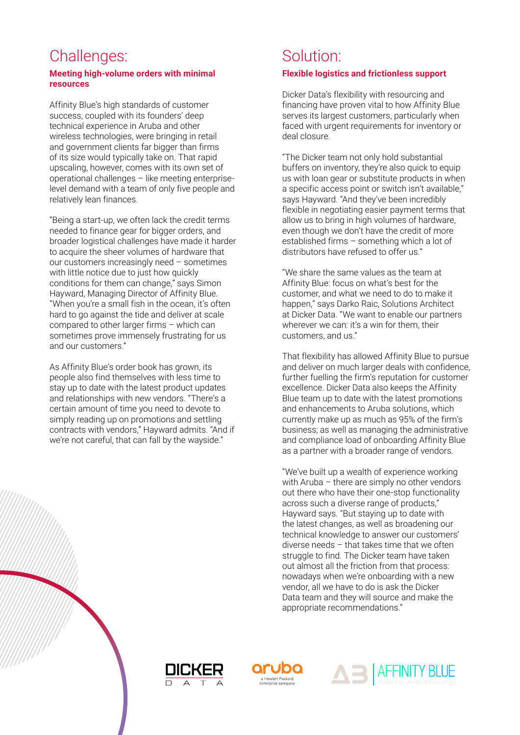## Challenges:

**Meeting high-volume orders with minimal resources**

Affinity Blue's high standards of customer success, coupled with its founders' deep technical experience in Aruba and other wireless technologies, were bringing in retail and government clients far bigger than firms of its size would typically take on. That rapid upscaling, however, comes with its own set of operational challenges – like meeting enterprise-level demand with a team of only five people and relatively lean finances.

"Being a start-up, we often lack the credit terms needed to finance gear for bigger orders, and broader logistical challenges have made it harder to acquire the sheer volumes of hardware that our customers increasingly need – sometimes with little notice due to just how quickly conditions for them can change," says Simon Hayward, Managing Director of Affinity Blue. "When you're a small fish in the ocean, it's often hard to go against the tide and deliver at scale compared to other larger firms – which can sometimes prove immensely frustrating for us and our customers."

As Affinity Blue's order book has grown, its people also find themselves with less time to stay up to date with the latest product updates and relationships with new vendors. "There's a certain amount of time you need to devote to simply reading up on promotions and settling contracts with vendors," Hayward admits. "And if we're not careful, that can fall by the wayside."

## Solution:

**Flexible logistics and frictionless support**

Dicker Data's flexibility with resourcing and financing have proven vital to how Affinity Blue serves its largest customers, particularly when faced with urgent requirements for inventory or deal closure.

"The Dicker team not only hold substantial buffers on inventory, they're also quick to equip us with loan gear or substitute products in when a specific access point or switch isn't available," says Hayward. "And they've been incredibly flexible in negotiating easier payment terms that allow us to bring in high volumes of hardware, even though we don't have the credit of more established firms – something which a lot of distributors have refused to offer us."

"We share the same values as the team at Affinity Blue: focus on what's best for the customer, and what we need to do to make it happen," says Darko Raic, Solutions Architect at Dicker Data. "We want to enable our partners wherever we can: it's a win for them, their customers, and us."

That flexibility has allowed Affinity Blue to pursue and deliver on much larger deals with confidence, further fuelling the firm's reputation for customer excellence. Dicker Data also keeps the Affinity Blue team up to date with the latest promotions and enhancements to Aruba solutions, which currently make up as much as 95% of the firm's business; as well as managing the administrative and compliance load of onboarding Affinity Blue as a partner with a broader range of vendors.

"We've built up a wealth of experience working with Aruba – there are simply no other vendors out there who have their one-stop functionality across such a diverse range of products," Hayward says. "But staying up to date with the latest changes, as well as broadening our technical knowledge to answer our customers' diverse needs – that takes time that we often struggle to find. The Dicker team have taken out almost all the friction from that process: nowadays when we're onboarding with a new vendor, all we have to do is ask the Dicker Data team and they will source and make the appropriate recommendations."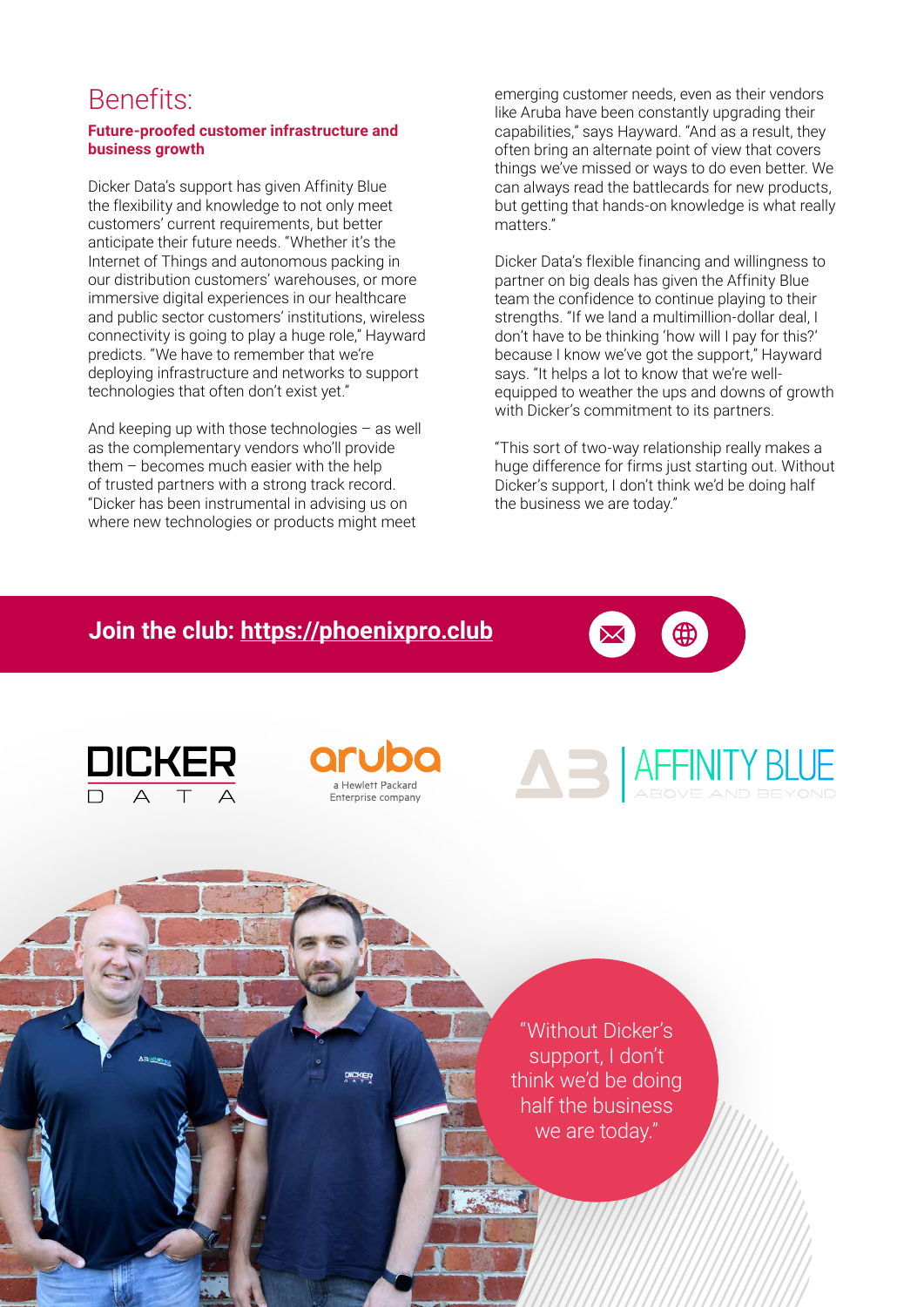## Benefits:

**Future-proofed customer infrastructure and business growth**

Dicker Data's support has given Affinity Blue the flexibility and knowledge to not only meet customers' current requirements, but better anticipate their future needs. "Whether it's the Internet of Things and autonomous packing in our distribution customers' warehouses, or more immersive digital experiences in our healthcare and public sector customers' institutions, wireless connectivity is going to play a huge role," Hayward predicts. "We have to remember that we're deploying infrastructure and networks to support technologies that often don't exist yet."

And keeping up with those technologies – as well as the complementary vendors who'll provide them – becomes much easier with the help of trusted partners with a strong track record. "Dicker has been instrumental in advising us on where new technologies or products might meet emerging customer needs, even as their vendors like Aruba have been constantly upgrading their capabilities," says Hayward. "And as a result, they often bring an alternate point of view that covers things we've missed or ways to do even better. We can always read the battlecards for new products, but getting that hands-on knowledge is what really matters."

Dicker Data's flexible financing and willingness to partner on big deals has given the Affinity Blue team the confidence to continue playing to their strengths. "If we land a multimillion-dollar deal, I don't have to be thinking 'how will I pay for this?' because I know we've got the support," Hayward says. "It helps a lot to know that we're well-equipped to weather the ups and downs of growth with Dicker's commitment to its partners.

"This sort of two-way relationship really makes a huge difference for firms just starting out. Without Dicker's support, I don't think we'd be doing half the business we are today."

**Join the club: https://phoenixpro.club**

DICKER DATA

aruba a Hewlett Packard Enterprise company

AFFINITY BLUE ABOVE AND BEYOND

"Without Dicker's support, I don't think we'd be doing half the business we are today."